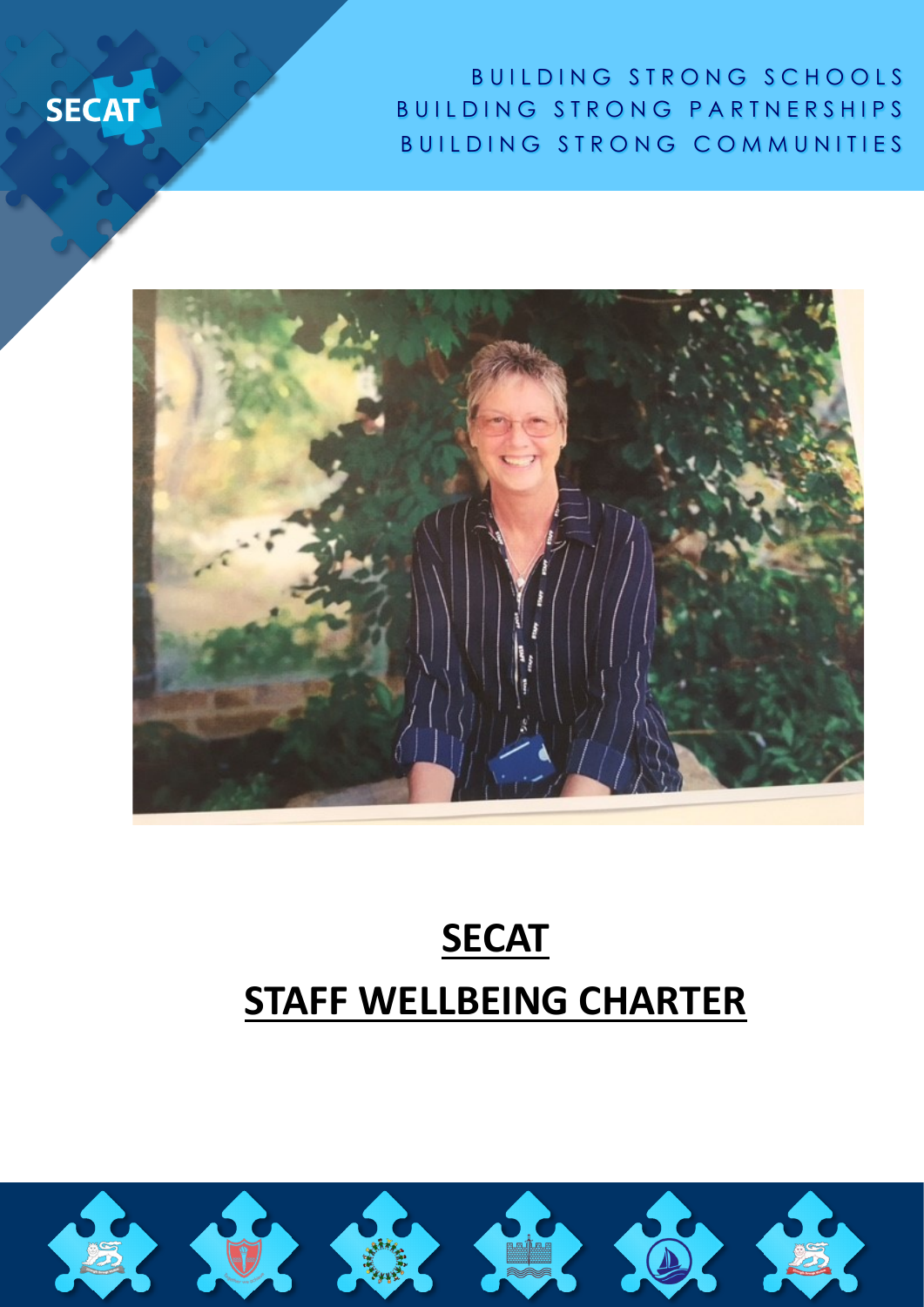SECAT

BUILDING STRONG SCHOOLS
BUILDING STRONG PARTNERSHIPS
BUILDING STRONG COMMUNITIES

# SECAT

# STAFF WELLBEING CHARTER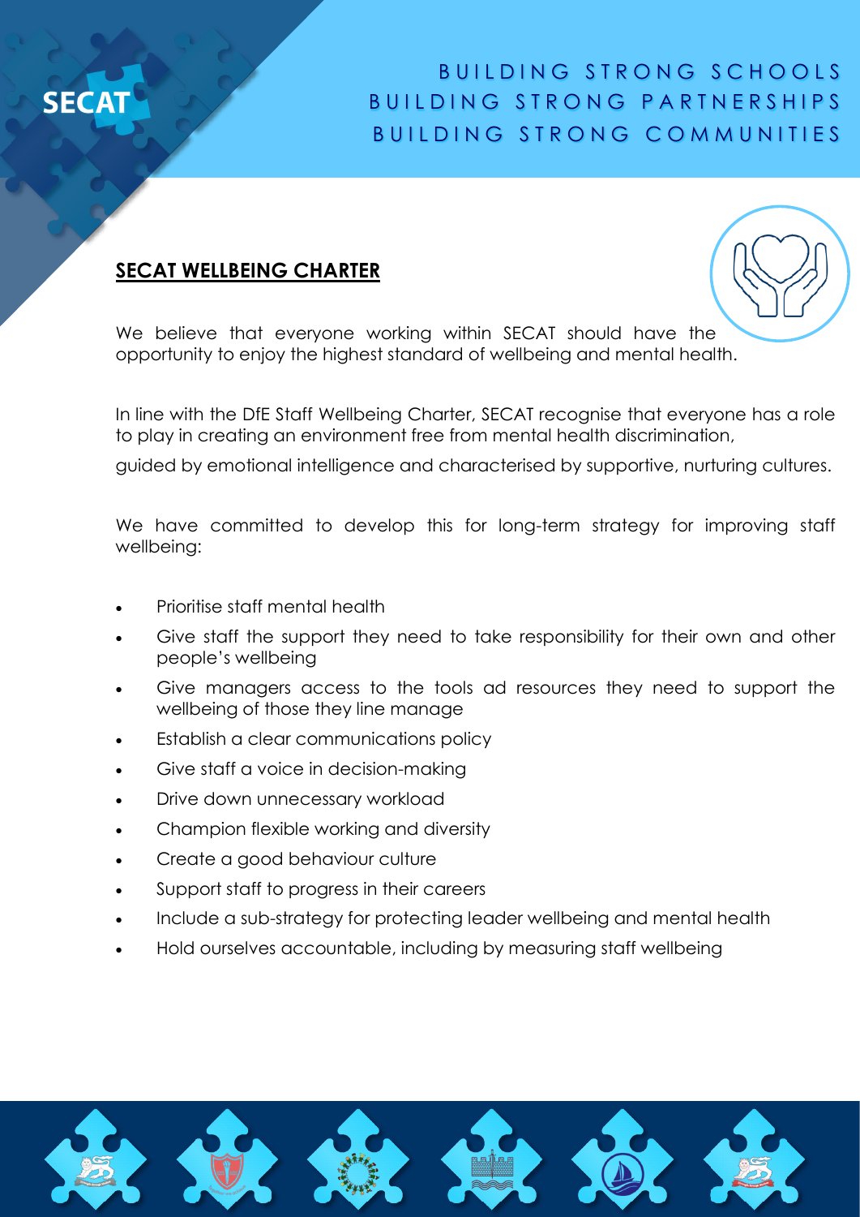BUILDING STRONG SCHOOLS
BUILDING STRONG PARTNERSHIPS
BUILDING STRONG COMMUNITIES

## SECAT WELLBEING CHARTER

We believe that everyone working within SECAT should have the opportunity to enjoy the highest standard of wellbeing and mental health.

In line with the DfE Staff Wellbeing Charter, SECAT recognise that everyone has a role to play in creating an environment free from mental health discrimination,

guided by emotional intelligence and characterised by supportive, nurturing cultures.

We have committed to develop this for long-term strategy for improving staff wellbeing:

- Prioritise staff mental health
- Give staff the support they need to take responsibility for their own and other people's wellbeing
- Give managers access to the tools ad resources they need to support the wellbeing of those they line manage
- Establish a clear communications policy
- Give staff a voice in decision-making
- Drive down unnecessary workload
- Champion flexible working and diversity
- Create a good behaviour culture
- Support staff to progress in their careers
- Include a sub-strategy for protecting leader wellbeing and mental health
- Hold ourselves accountable, including by measuring staff wellbeing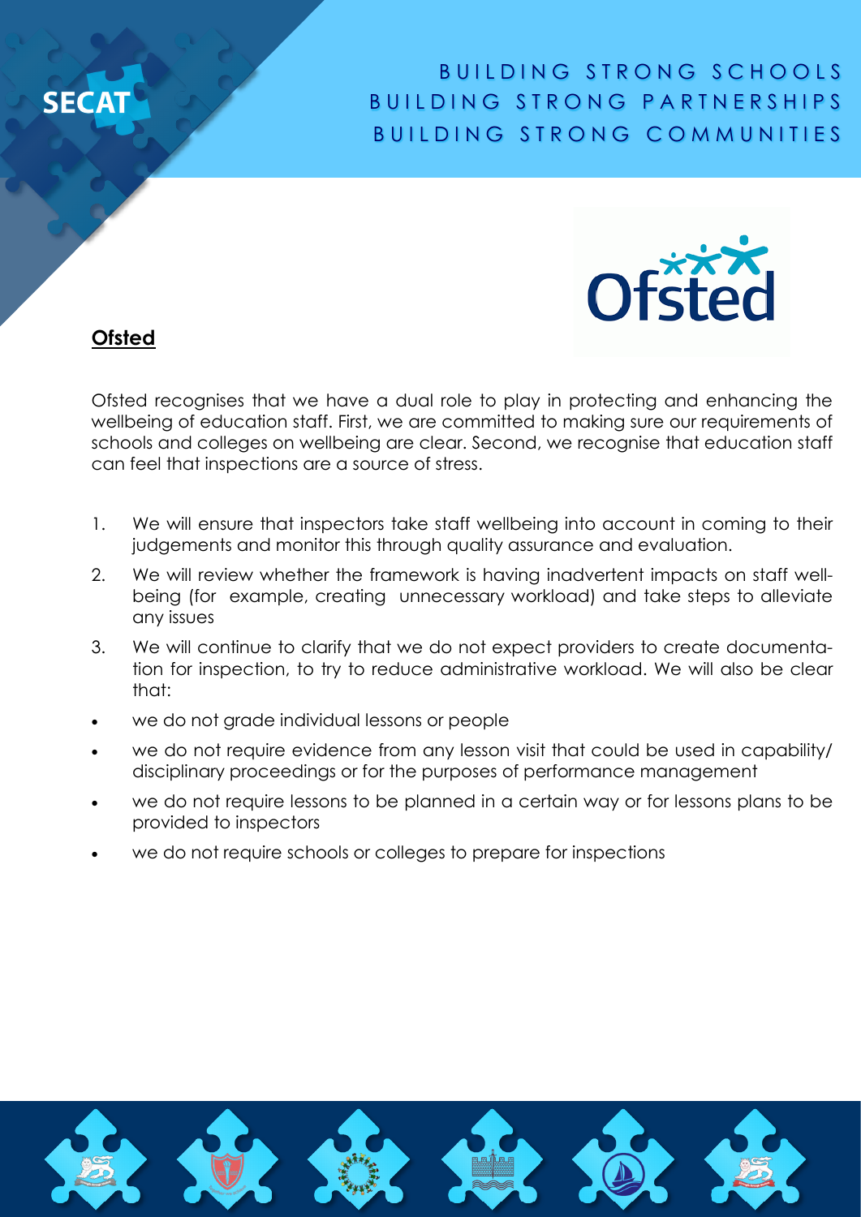## Ofsted

Ofsted recognises that we have a dual role to play in protecting and enhancing the wellbeing of education staff. First, we are committed to making sure our requirements of schools and colleges on wellbeing are clear. Second, we recognise that education staff can feel that inspections are a source of stress.

1. We will ensure that inspectors take staff wellbeing into account in coming to their judgements and monitor this through quality assurance and evaluation.
2. We will review whether the framework is having inadvertent impacts on staff well-being (for example, creating unnecessary workload) and take steps to alleviate any issues
3. We will continue to clarify that we do not expect providers to create documentation for inspection, to try to reduce administrative workload. We will also be clear that:

- we do not grade individual lessons or people
- we do not require evidence from any lesson visit that could be used in capability/ disciplinary proceedings or for the purposes of performance management
- we do not require lessons to be planned in a certain way or for lessons plans to be provided to inspectors
- we do not require schools or colleges to prepare for inspections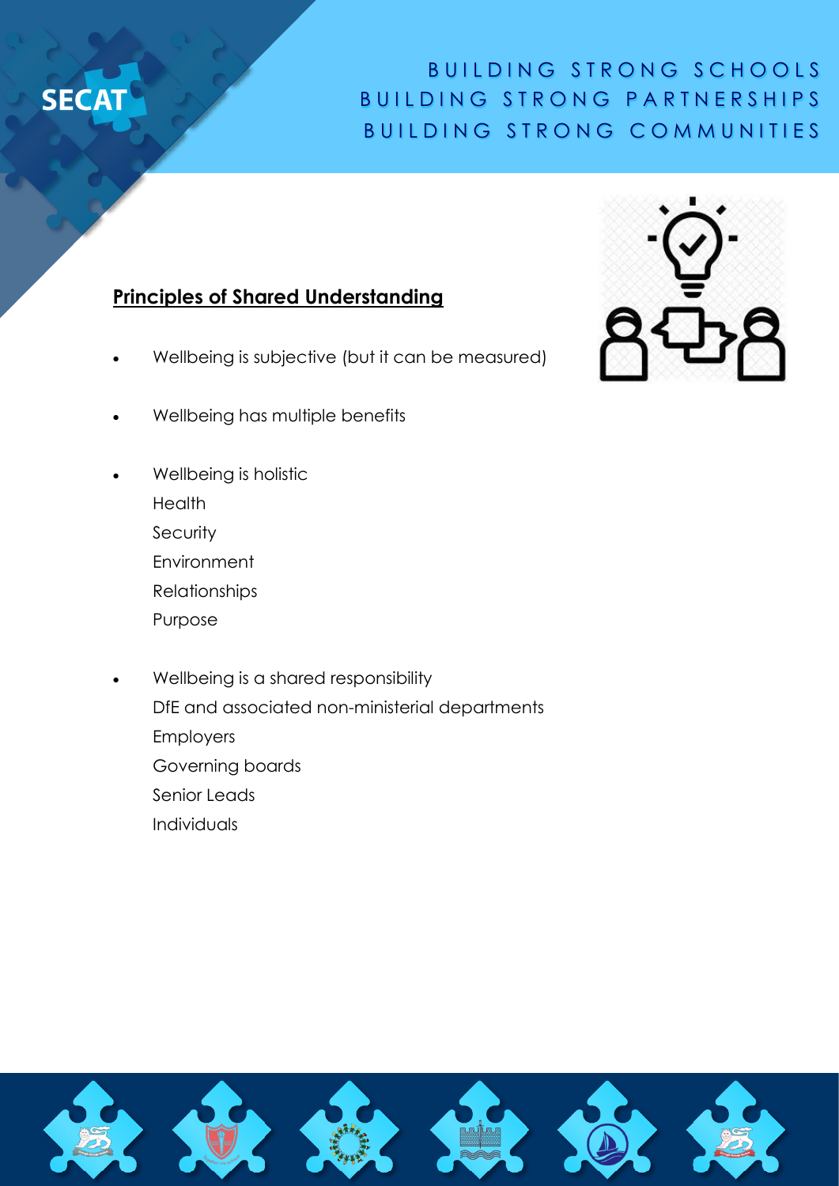## Principles of Shared Understanding

- Wellbeing is subjective (but it can be measured)
- Wellbeing has multiple benefits
- Wellbeing is holistic
  Health
  Security
  Environment
  Relationships
  Purpose
- Wellbeing is a shared responsibility
  DfE and associated non-ministerial departments
  Employers
  Governing boards
  Senior Leads
  Individuals